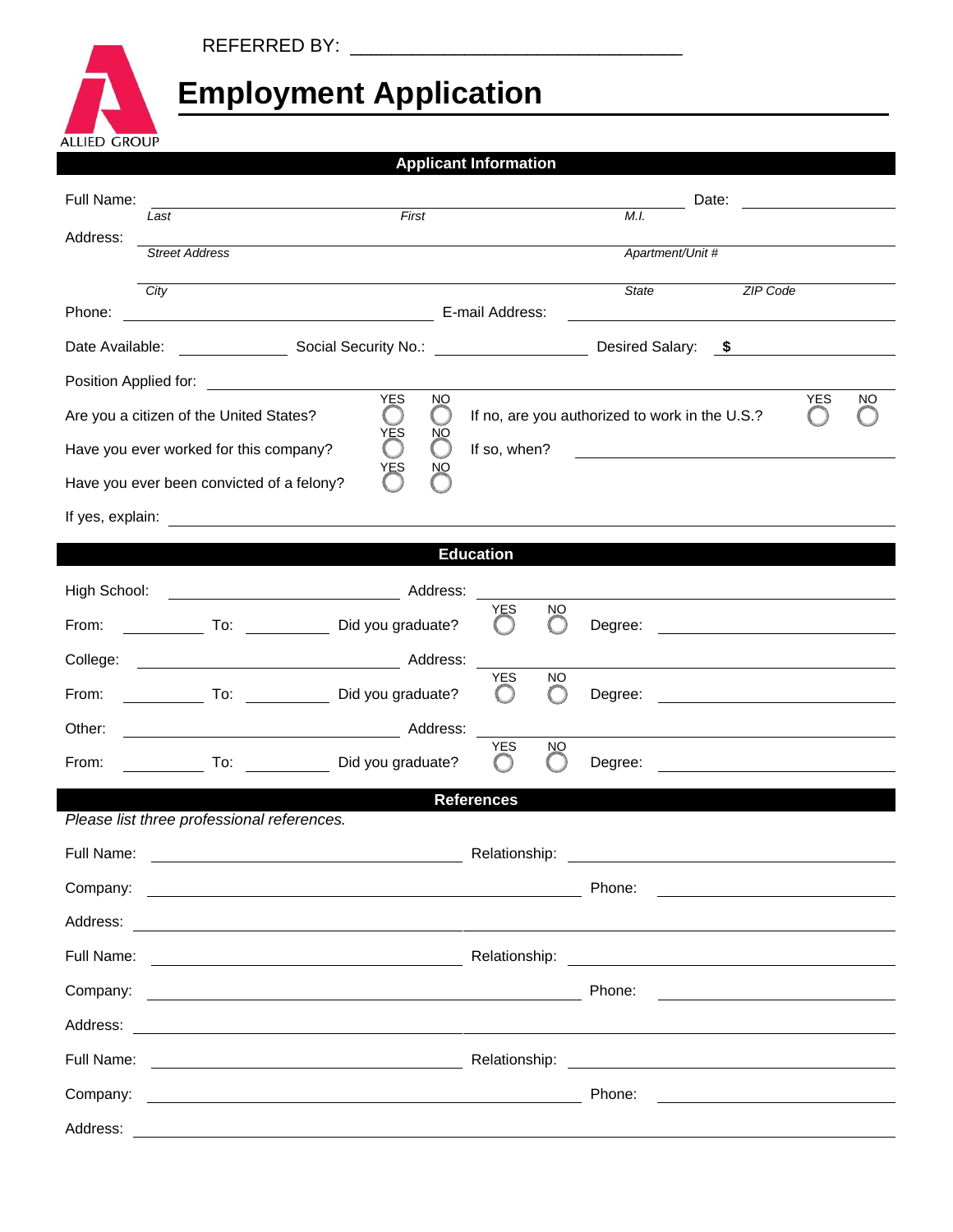REFERRED BY: ________________________________

ALLIED GROUP

# Employment Application

## Applicant Information

Full Name: ______________________________________________ Date: ____________

*Last* *First* *M.I.*

Address: ______________________________________________

*Street Address* *Apartment/Unit #*

______________________________________________

*City* *State* *ZIP Code*

Phone: ____________________ E-mail Address: ____________________

Date Available: __________ Social Security No.: ____________ Desired Salary: $ __________

Position Applied for: ______________________________________________

Are you a citizen of the United States? YES ◯ NO ◯ If no, are you authorized to work in the U.S.? YES ◯ NO ◯

Have you ever worked for this company? YES ◯ NO ◯ If so, when? ____________________

Have you ever been convicted of a felony? YES ◯ NO ◯

If yes, explain: ______________________________________________

## Education

High School: ____________________ Address: ____________________

From: ________ To: ________ Did you graduate? YES ◯ NO ◯ Degree: ____________

College: ____________________ Address: ____________________

From: ________ To: ________ Did you graduate? YES ◯ NO ◯ Degree: ____________

Other: ____________________ Address: ____________________

From: ________ To: ________ Did you graduate? YES ◯ NO ◯ Degree: ____________

## References

*Please list three professional references.*

Full Name: ____________________ Relationship: ____________________

Company: ____________________ Phone: ____________________

Address: ______________________________________________

Full Name: ____________________ Relationship: ____________________

Company: ____________________ Phone: ____________________

Address: ______________________________________________

Full Name: ____________________ Relationship: ____________________

Company: ____________________ Phone: ____________________

Address: ______________________________________________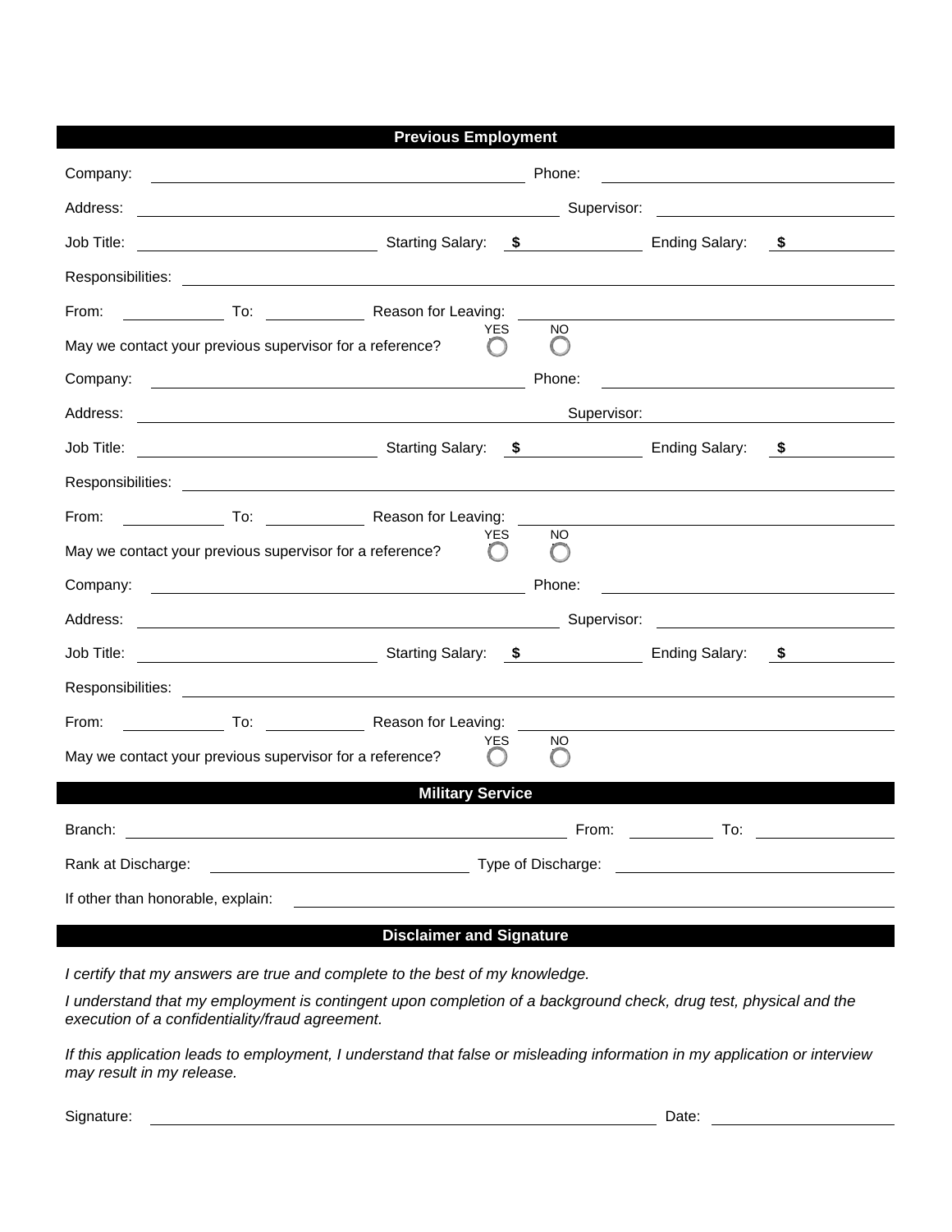## Previous Employment

Company: ______________________ Phone: ______________________

Address: ______________________ Supervisor: ______________________

Job Title: ______________________ Starting Salary: $ __________ Ending Salary: $ __________

Responsibilities: ______________________

From: __________ To: __________ Reason for Leaving: ______________________

May we contact your previous supervisor for a reference? YES ○ NO ○

Company: ______________________ Phone: ______________________

Address: ______________________ Supervisor: ______________________

Job Title: ______________________ Starting Salary: $ __________ Ending Salary: $ __________

Responsibilities: ______________________

From: __________ To: __________ Reason for Leaving: ______________________

May we contact your previous supervisor for a reference? YES ○ NO ○

Company: ______________________ Phone: ______________________

Address: ______________________ Supervisor: ______________________

Job Title: ______________________ Starting Salary: $ __________ Ending Salary: $ __________

Responsibilities: ______________________

From: __________ To: __________ Reason for Leaving: ______________________

May we contact your previous supervisor for a reference? YES ○ NO ○

## Military Service

Branch: ______________________ From: __________ To: __________

Rank at Discharge: ______________________ Type of Discharge: ______________________

If other than honorable, explain: ______________________

## Disclaimer and Signature

*I certify that my answers are true and complete to the best of my knowledge.*

*I understand that my employment is contingent upon completion of a background check, drug test, physical and the execution of a confidentiality/fraud agreement.*

*If this application leads to employment, I understand that false or misleading information in my application or interview may result in my release.*

Signature: ______________________ Date: __________